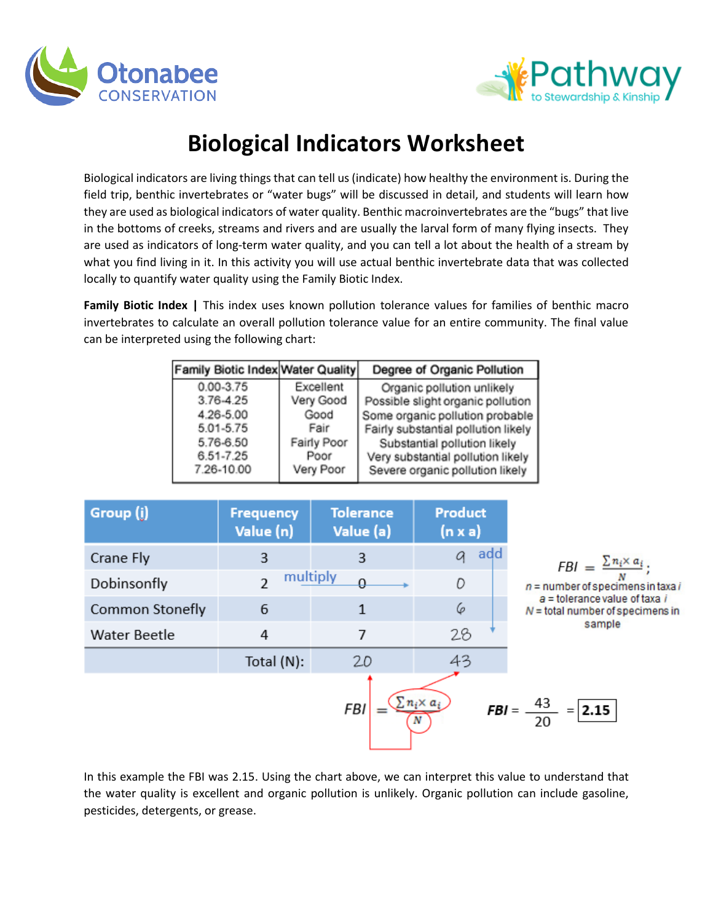# Biological Indicators Worksheet

Biological indicators are living things that can tell us (indicate) how healthy the environment is. During the field trip, benthic invertebrates or "water bugs" will be discussed in detail, and students will learn how they are used as biological indicators of water quality. Benthic macroinvertebrates are the "bugs" that live in the bottoms of creeks, streams and rivers and are usually the larval form of many flying insects. They are used as indicators of long-term water quality, and you can tell a lot about the health of a stream by what you find living in it. In this activity you will use actual benthic invertebrate data that was collected locally to quantify water quality using the Family Biotic Index.

**Family Biotic Index |** This index uses known pollution tolerance values for families of benthic macro invertebrates to calculate an overall pollution tolerance value for an entire community. The final value can be interpreted using the following chart:

| Family Biotic Index | Water Quality | Degree of Organic Pollution |
|---|---|---|
| 0.00-3.75 | Excellent | Organic pollution unlikely |
| 3.76-4.25 | Very Good | Possible slight organic pollution |
| 4.26-5.00 | Good | Some organic pollution probable |
| 5.01-5.75 | Fair | Fairly substantial pollution likely |
| 5.76-6.50 | Fairly Poor | Substantial pollution likely |
| 6.51-7.25 | Poor | Very substantial pollution likely |
| 7.26-10.00 | Very Poor | Severe organic pollution likely |

| Group (i) | Frequency Value (n) | Tolerance Value (a) | Product (n x a) |
|---|---|---|---|
| Crane Fly | 3 | 3 | 9 |
| Dobinsonfly | 2 | 0 | 0 |
| Common Stonefly | 6 | 1 | 6 |
| Water Beetle | 4 | 7 | 28 |
| | Total (N): | 20 | 43 |

(multiply across each row; add down the Product column)

$$FBI = \frac{\sum n_i \times a_i}{N};$$

$n$ = number of specimens in taxa $i$
$a$ = tolerance value of taxa $i$
$N$ = total number of specimens in sample

$$FBI = \frac{\sum n_i \times a_i}{N} \qquad FBI = \frac{43}{20} = \boxed{2.15}$$

In this example the FBI was 2.15. Using the chart above, we can interpret this value to understand that the water quality is excellent and organic pollution is unlikely. Organic pollution can include gasoline, pesticides, detergents, or grease.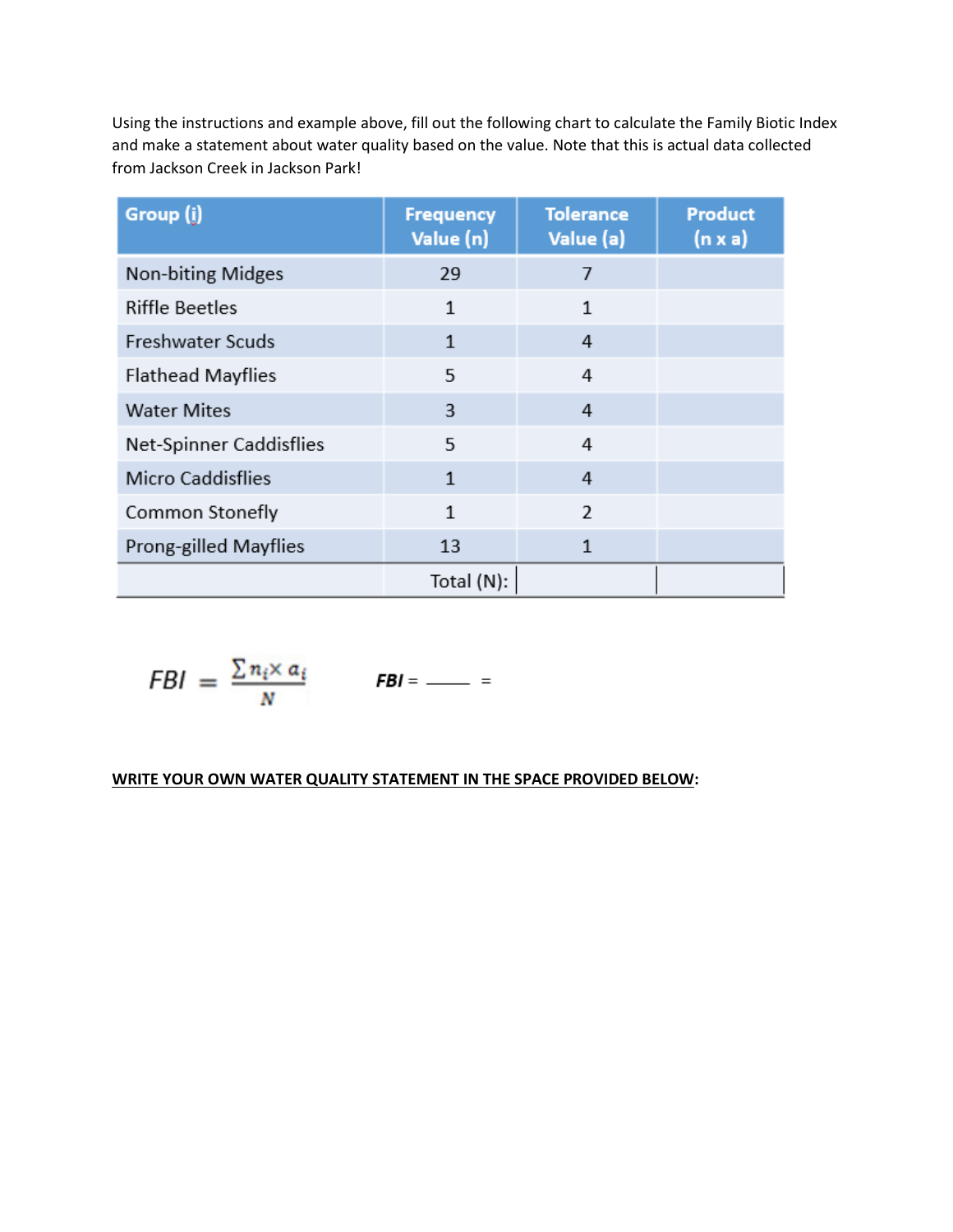Using the instructions and example above, fill out the following chart to calculate the Family Biotic Index and make a statement about water quality based on the value. Note that this is actual data collected from Jackson Creek in Jackson Park!

| Group (i) | Frequency Value (n) | Tolerance Value (a) | Product (n x a) |
|---|---|---|---|
| Non-biting Midges | 29 | 7 | |
| Riffle Beetles | 1 | 1 | |
| Freshwater Scuds | 1 | 4 | |
| Flathead Mayflies | 5 | 4 | |
| Water Mites | 3 | 4 | |
| Net-Spinner Caddisflies | 5 | 4 | |
| Micro Caddisflies | 1 | 4 | |
| Common Stonefly | 1 | 2 | |
| Prong-gilled Mayflies | 13 | 1 | |
| | Total (N): | | |

$$FBI = \frac{\sum n_i \times a_i}{N}$$

***FBI*** = ―――― =

**WRITE YOUR OWN WATER QUALITY STATEMENT IN THE SPACE PROVIDED BELOW:**